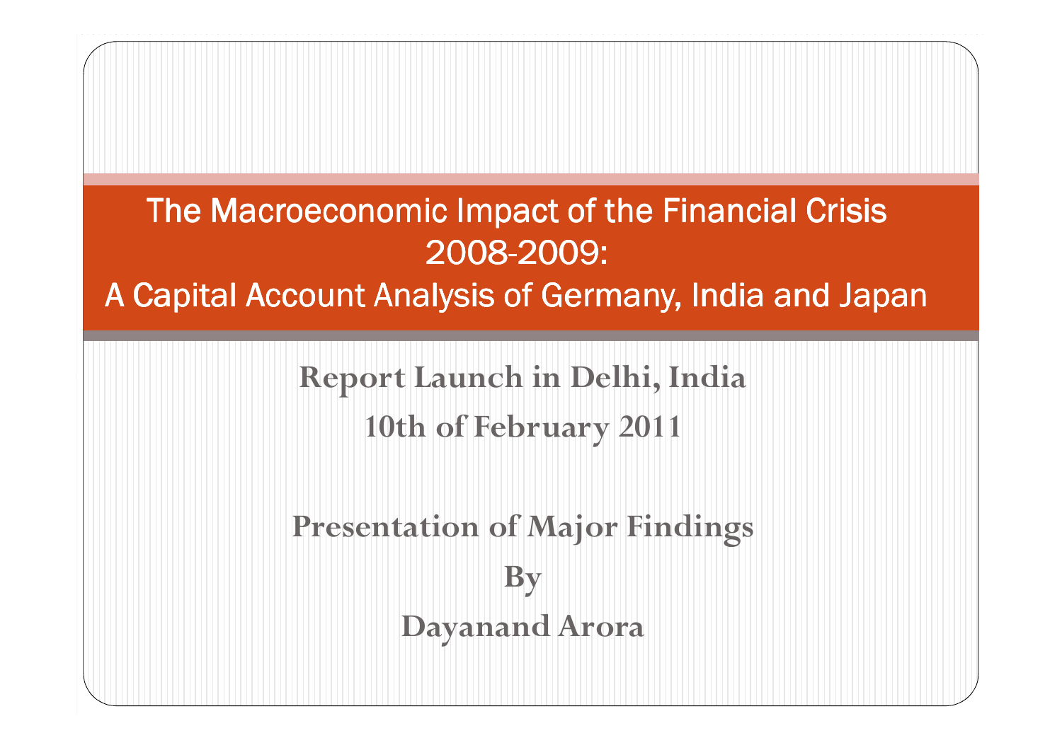# The Macroeconomic Impact of the Financial Crisis 2008-2009: A Capital Account Analysis of Germany, India and Japan

**Report Launch in Delhi, India**

**10th of February 2011**

**Presentation of Major Findings**

**By**

**Dayanand Arora**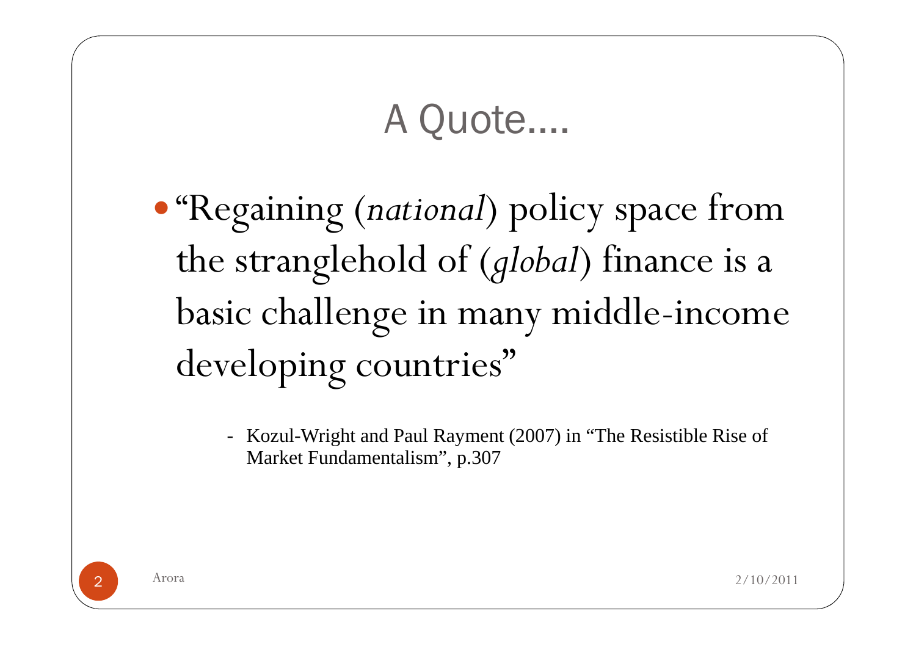# A Quote….

- "Regaining (*national*) policy space from the stranglehold of (*global*) finance is a basic challenge in many middle-income developing countries"

  - Kozul-Wright and Paul Rayment (2007) in "The Resistible Rise of Market Fundamentalism", p.307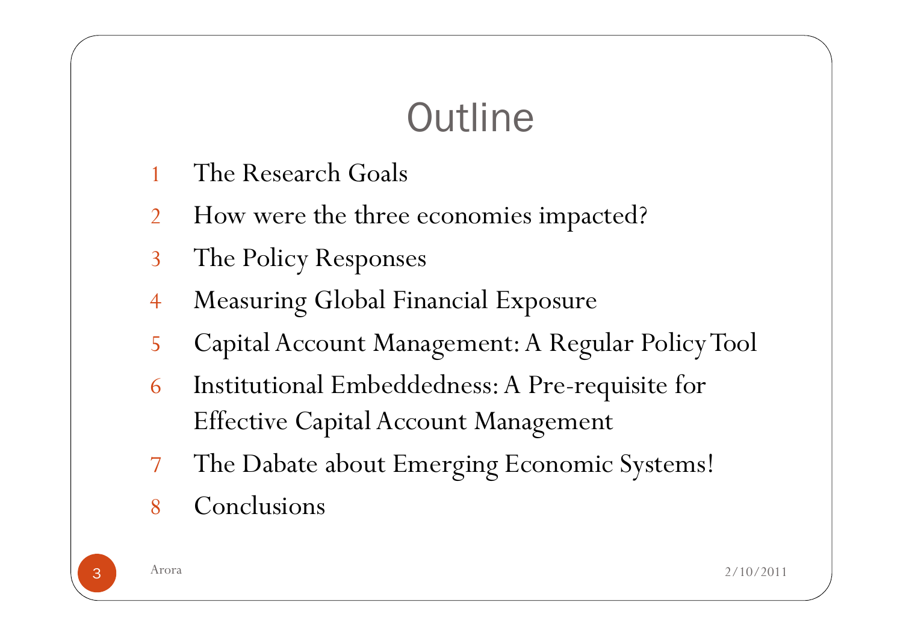# Outline

1. The Research Goals
2. How were the three economies impacted?
3. The Policy Responses
4. Measuring Global Financial Exposure
5. Capital Account Management: A Regular Policy Tool
6. Institutional Embeddedness: A Pre-requisite for Effective Capital Account Management
7. The Dabate about Emerging Economic Systems!
8. Conclusions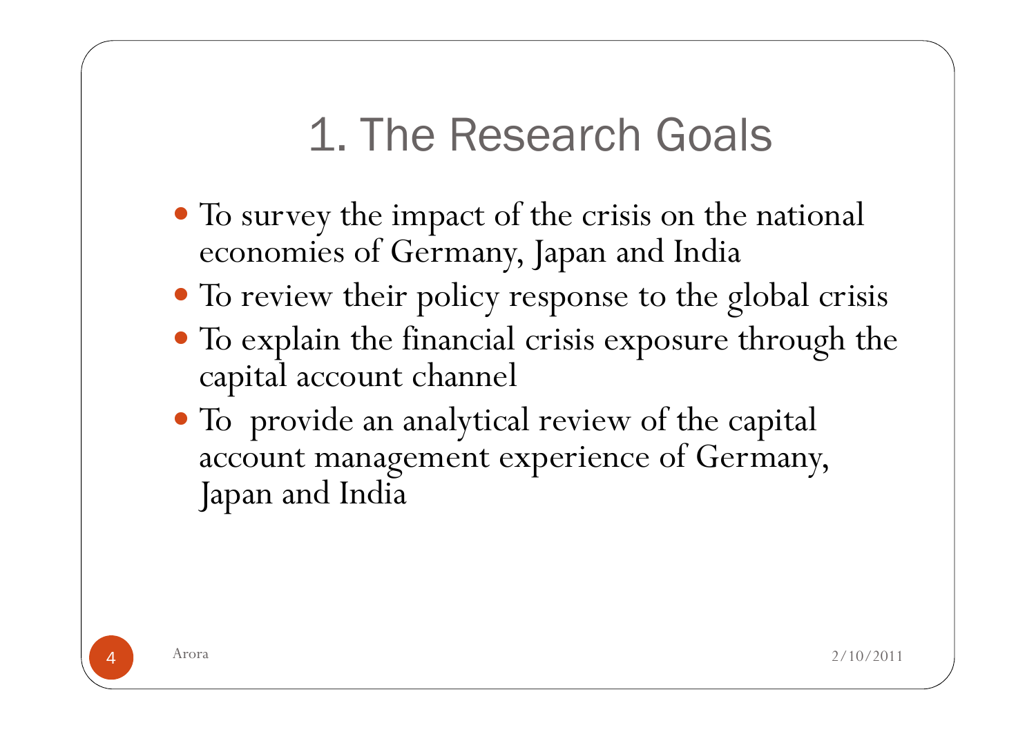# 1. The Research Goals

- To survey the impact of the crisis on the national economies of Germany, Japan and India
- To review their policy response to the global crisis
- To explain the financial crisis exposure through the capital account channel
- To provide an analytical review of the capital account management experience of Germany, Japan and India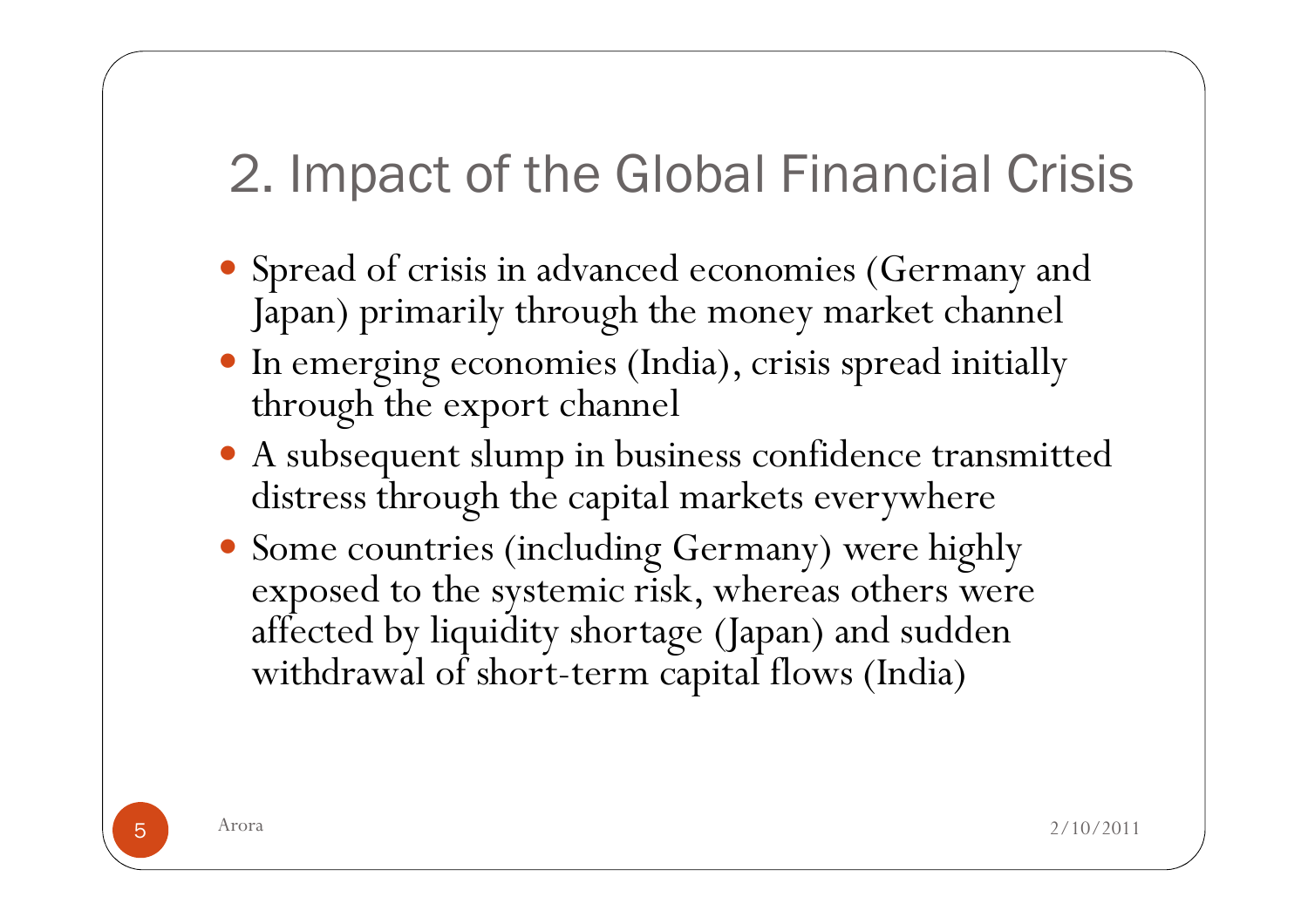## 2. Impact of the Global Financial Crisis

- Spread of crisis in advanced economies (Germany and Japan) primarily through the money market channel
- In emerging economies (India), crisis spread initially through the export channel
- A subsequent slump in business confidence transmitted distress through the capital markets everywhere
- Some countries (including Germany) were highly exposed to the systemic risk, whereas others were affected by liquidity shortage (Japan) and sudden withdrawal of short-term capital flows (India)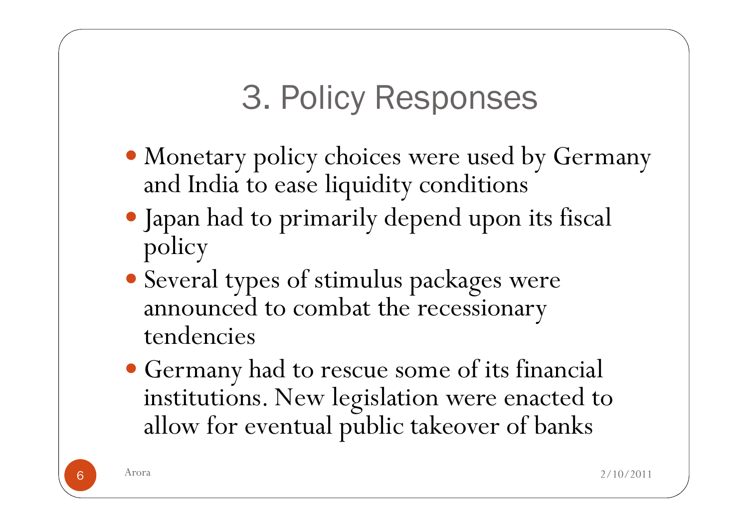# 3. Policy Responses

- Monetary policy choices were used by Germany and India to ease liquidity conditions
- Japan had to primarily depend upon its fiscal policy
- Several types of stimulus packages were announced to combat the recessionary tendencies
- Germany had to rescue some of its financial institutions. New legislation were enacted to allow for eventual public takeover of banks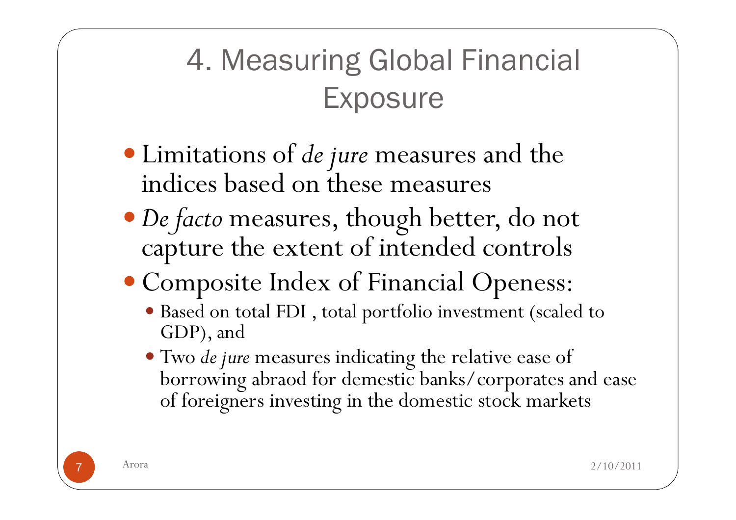# 4. Measuring Global Financial Exposure

- Limitations of *de jure* measures and the indices based on these measures
- *De facto* measures, though better, do not capture the extent of intended controls
- Composite Index of Financial Openess:
  - Based on total FDI , total portfolio investment (scaled to GDP), and
  - Two *de jure* measures indicating the relative ease of borrowing abraod for demestic banks/corporates and ease of foreigners investing in the domestic stock markets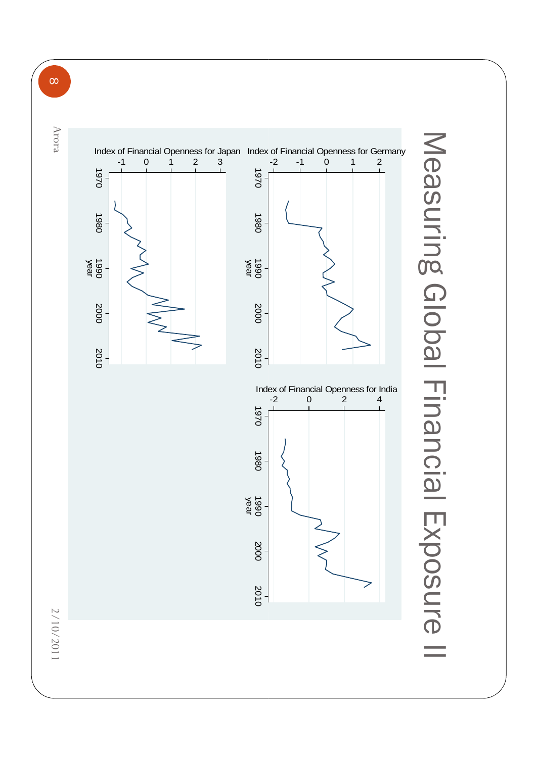# Measuring Global Financial Exposure II

Index of Financial Openness for Japan

Index of Financial Openness for Germany

Index of Financial Openness for India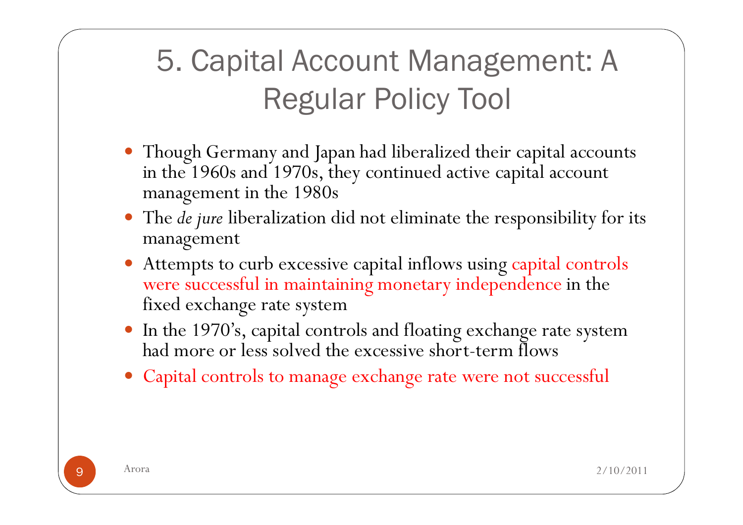# 5. Capital Account Management: A Regular Policy Tool

- Though Germany and Japan had liberalized their capital accounts in the 1960s and 1970s, they continued active capital account management in the 1980s
- The *de jure* liberalization did not eliminate the responsibility for its management
- Attempts to curb excessive capital inflows using capital controls were successful in maintaining monetary independence in the fixed exchange rate system
- In the 1970's, capital controls and floating exchange rate system had more or less solved the excessive short-term flows
- Capital controls to manage exchange rate were not successful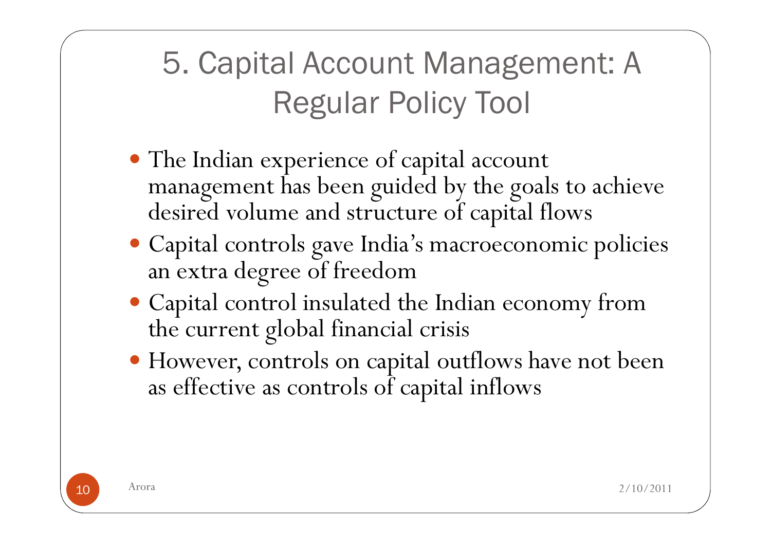# 5. Capital Account Management: A Regular Policy Tool

- The Indian experience of capital account management has been guided by the goals to achieve desired volume and structure of capital flows
- Capital controls gave India's macroeconomic policies an extra degree of freedom
- Capital control insulated the Indian economy from the current global financial crisis
- However, controls on capital outflows have not been as effective as controls of capital inflows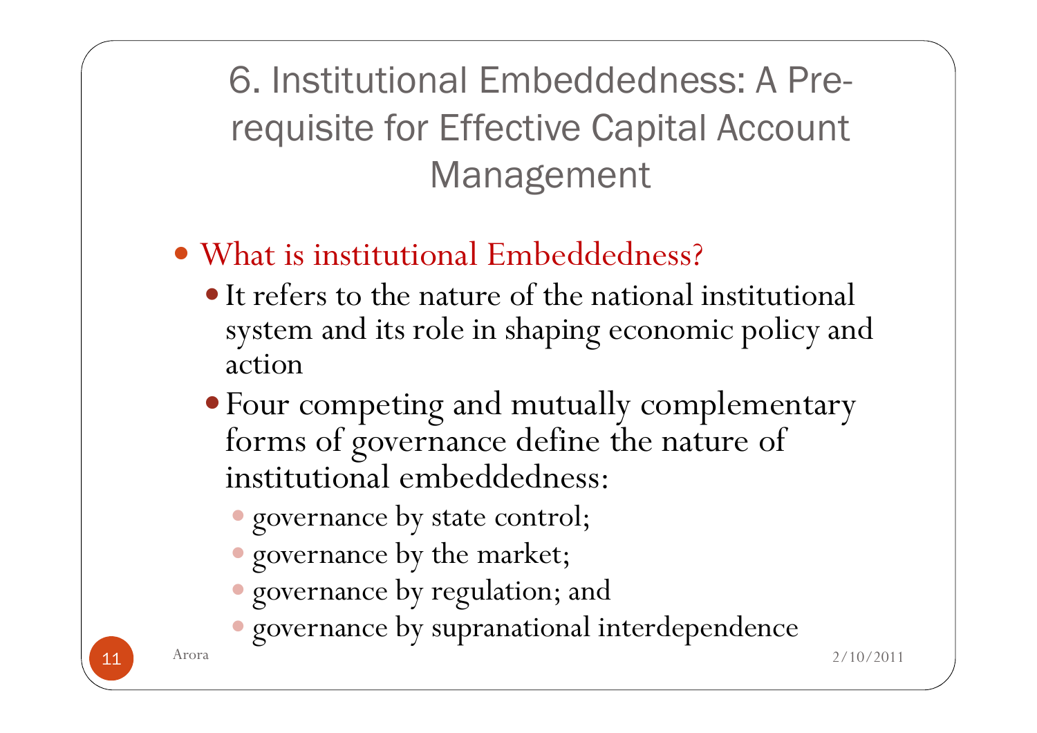# 6. Institutional Embeddedness: A Pre-requisite for Effective Capital Account Management

- What is institutional Embeddedness?
  - It refers to the nature of the national institutional system and its role in shaping economic policy and action
  - Four competing and mutually complementary forms of governance define the nature of institutional embeddedness:
    - governance by state control;
    - governance by the market;
    - governance by regulation; and
    - governance by supranational interdependence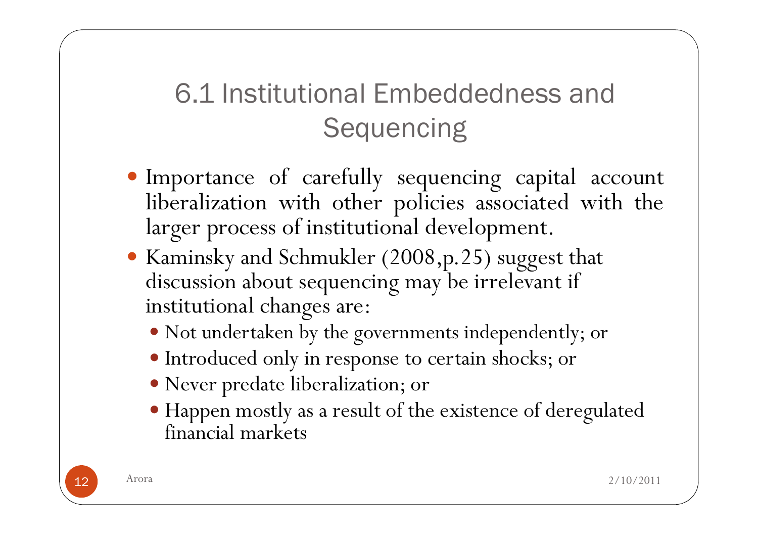# 6.1 Institutional Embeddedness and Sequencing

- Importance of carefully sequencing capital account liberalization with other policies associated with the larger process of institutional development.
- Kaminsky and Schmukler (2008,p.25) suggest that discussion about sequencing may be irrelevant if institutional changes are:
  - Not undertaken by the governments independently; or
  - Introduced only in response to certain shocks; or
  - Never predate liberalization; or
  - Happen mostly as a result of the existence of deregulated financial markets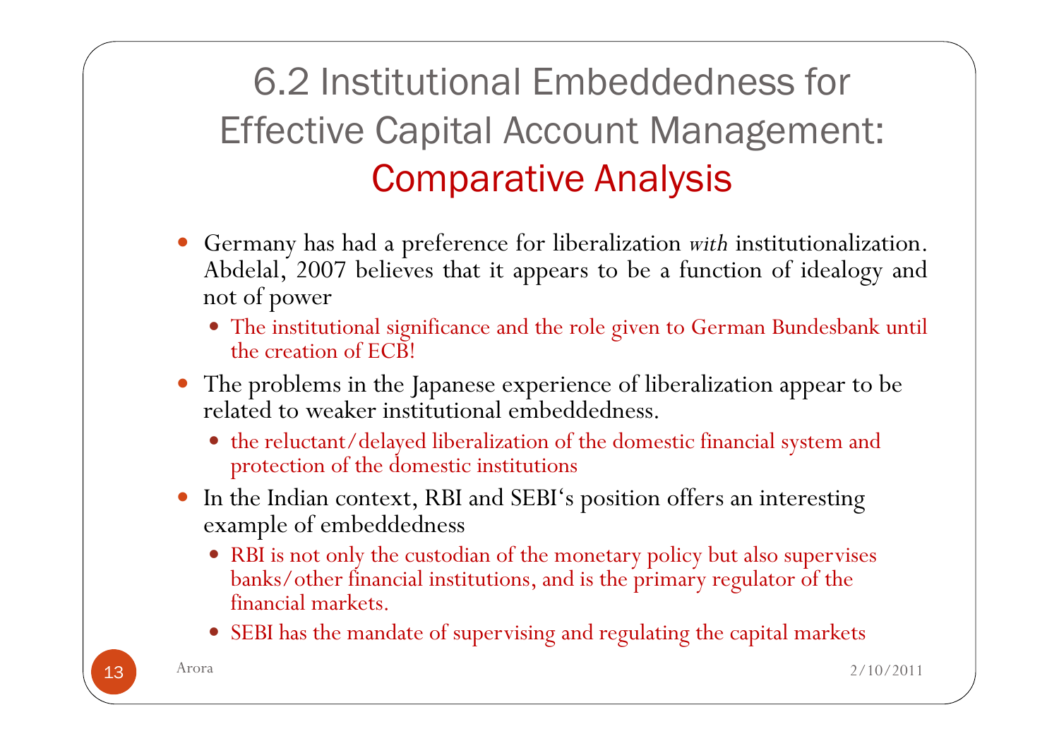# 6.2 Institutional Embeddedness for Effective Capital Account Management: Comparative Analysis

- Germany has had a preference for liberalization *with* institutionalization. Abdelal, 2007 believes that it appears to be a function of idealogy and not of power
  - The institutional significance and the role given to German Bundesbank until the creation of ECB!
- The problems in the Japanese experience of liberalization appear to be related to weaker institutional embeddedness.
  - the reluctant/delayed liberalization of the domestic financial system and protection of the domestic institutions
- In the Indian context, RBI and SEBI's position offers an interesting example of embeddedness
  - RBI is not only the custodian of the monetary policy but also supervises banks/other financial institutions, and is the primary regulator of the financial markets.
  - SEBI has the mandate of supervising and regulating the capital markets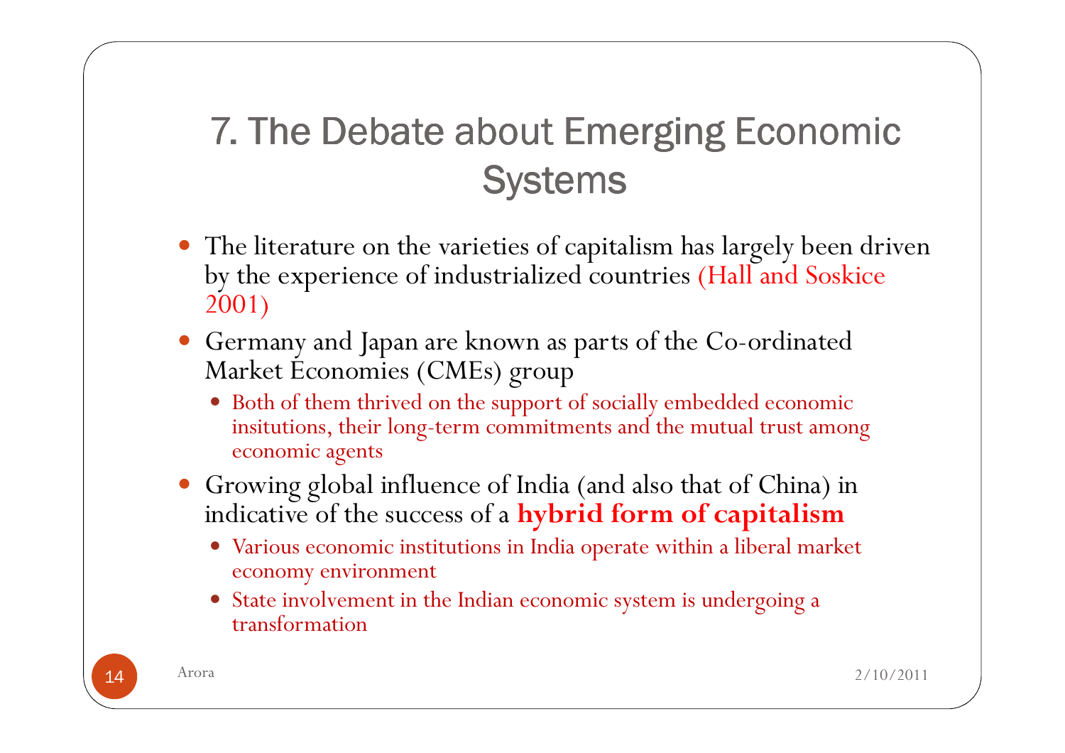# 7. The Debate about Emerging Economic Systems

- The literature on the varieties of capitalism has largely been driven by the experience of industrialized countries (Hall and Soskice 2001)
- Germany and Japan are known as parts of the Co-ordinated Market Economies (CMEs) group
  - Both of them thrived on the support of socially embedded economic insitutions, their long-term commitments and the mutual trust among economic agents
- Growing global influence of India (and also that of China) in indicative of the success of a **hybrid form of capitalism**
  - Various economic institutions in India operate within a liberal market economy environment
  - State involvement in the Indian economic system is undergoing a transformation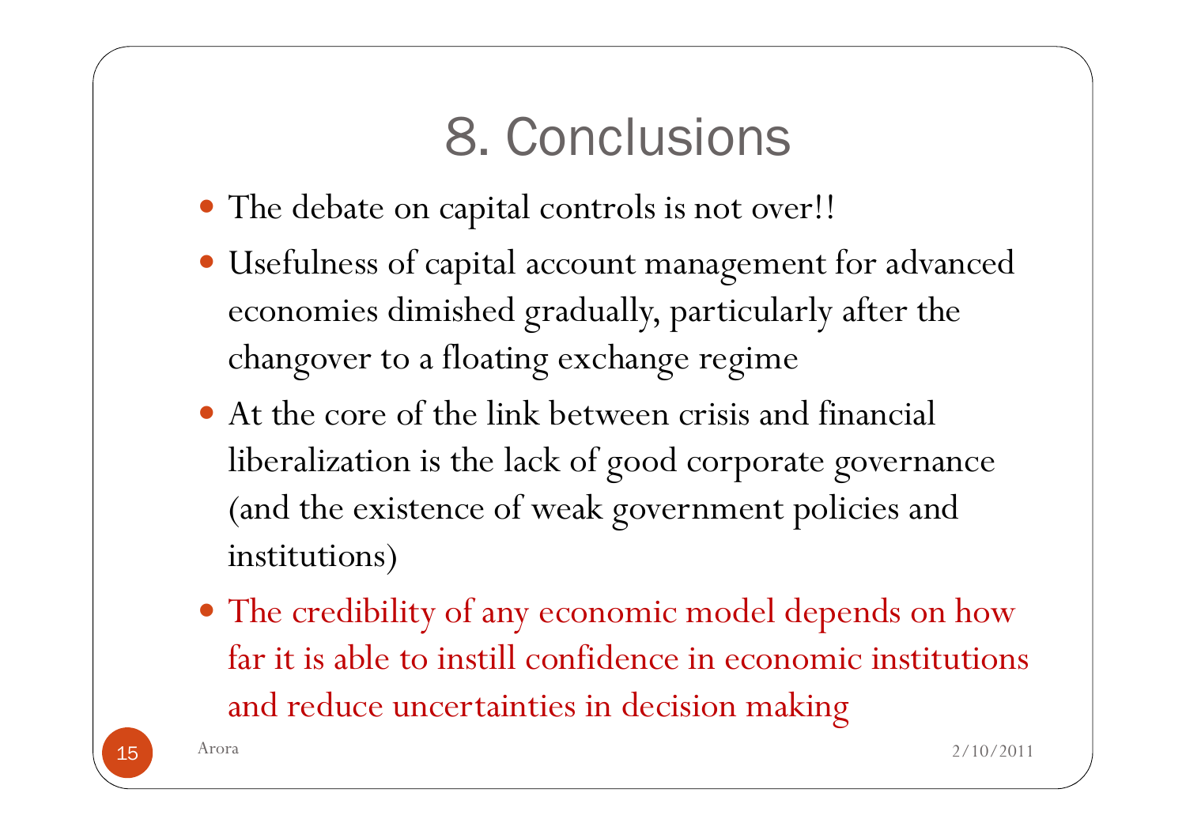# 8. Conclusions

- The debate on capital controls is not over!!
- Usefulness of capital account management for advanced economies dimished gradually, particularly after the changeover to a floating exchange regime
- At the core of the link between crisis and financial liberalization is the lack of good corporate governance (and the existence of weak government policies and institutions)
- The credibility of any economic model depends on how far it is able to instill confidence in economic institutions and reduce uncertainties in decision making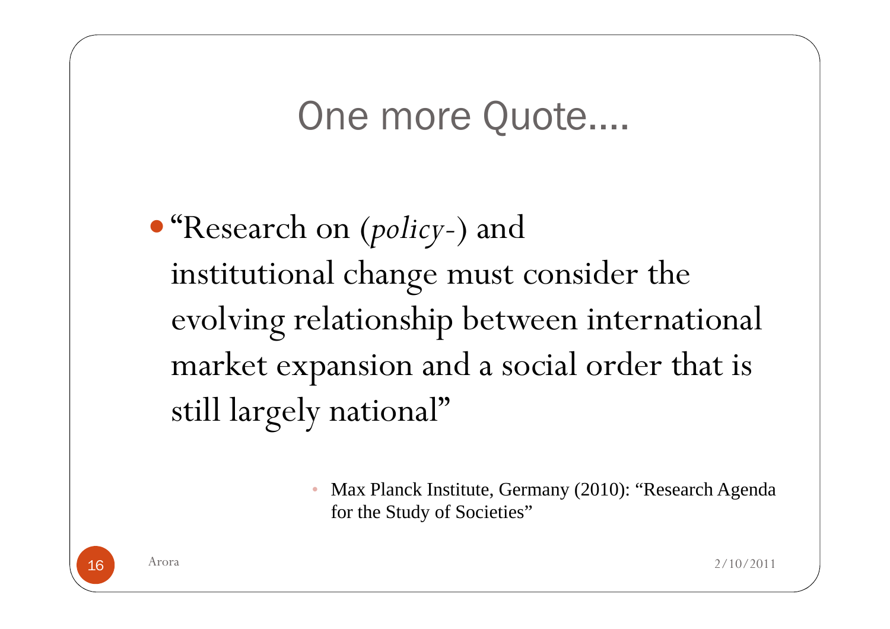# One more Quote….

- "Research on (*policy-*) and institutional change must consider the evolving relationship between international market expansion and a social order that is still largely national"

  - Max Planck Institute, Germany (2010): "Research Agenda for the Study of Societies"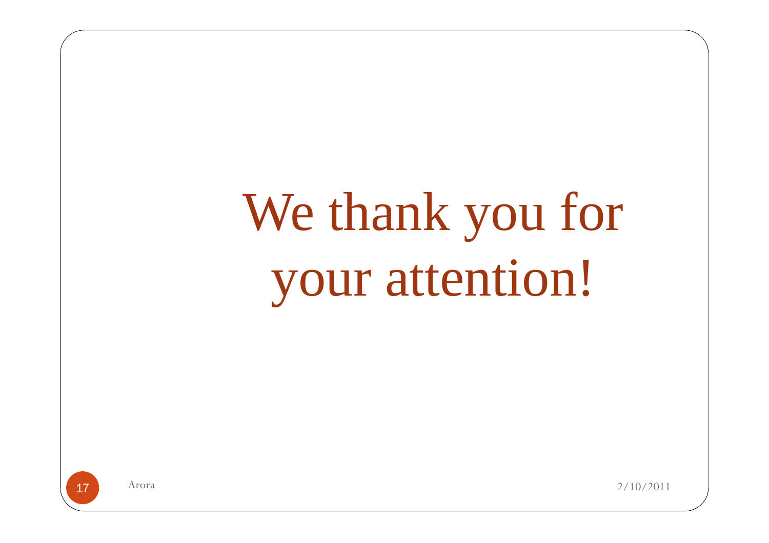# We thank you for your attention!